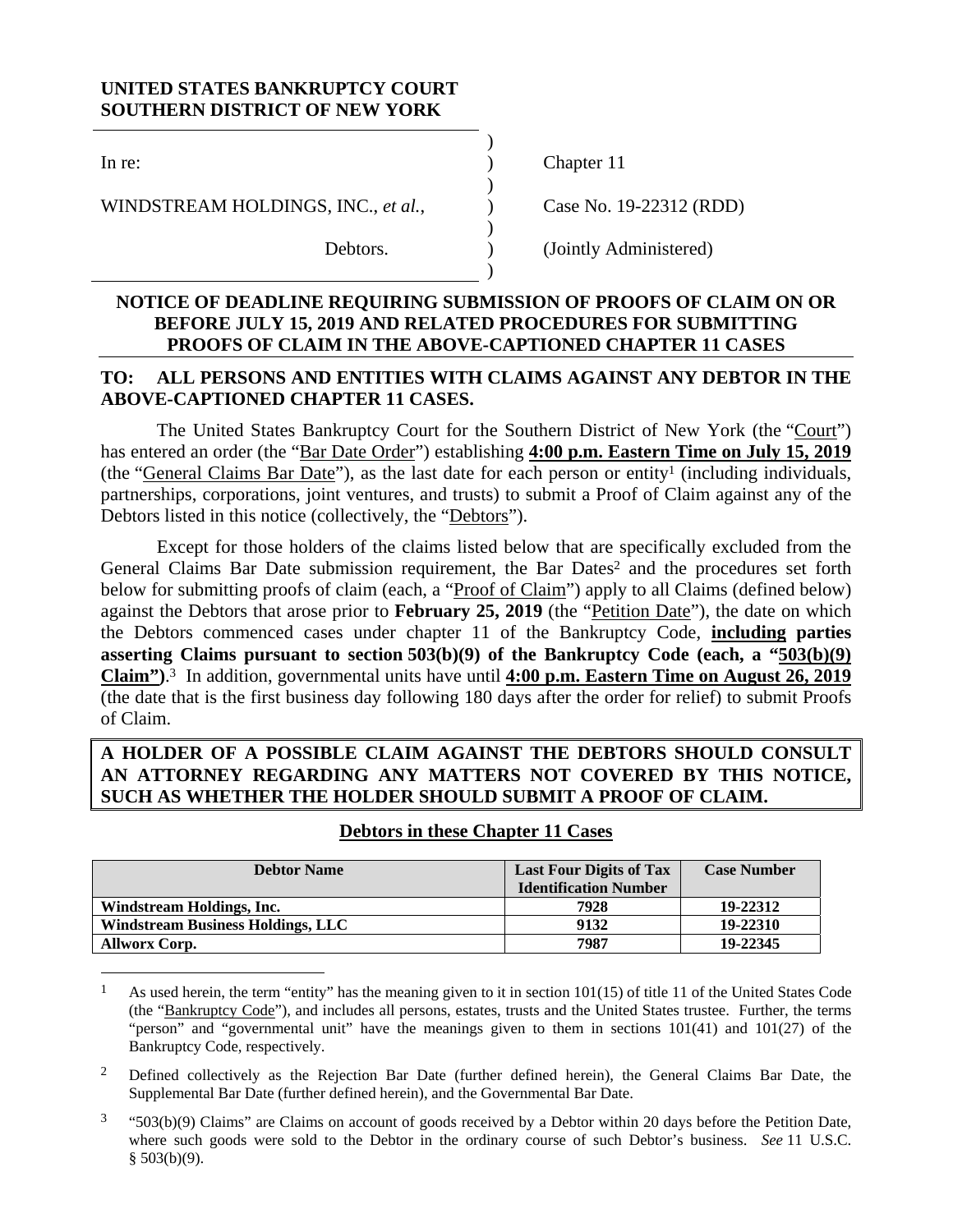**UNITED STATES BANKRUPTCY COURT**
**SOUTHERN DISTRICT OF NEW YORK**

| | | |
|---|---|---|
| In re: | ) | Chapter 11 |
| WINDSTREAM HOLDINGS, INC., *et al.*, | ) | Case No. 19-22312 (RDD) |
| Debtors. | ) | (Jointly Administered) |

**NOTICE OF DEADLINE REQUIRING SUBMISSION OF PROOFS OF CLAIM ON OR BEFORE JULY 15, 2019 AND RELATED PROCEDURES FOR SUBMITTING PROOFS OF CLAIM IN THE ABOVE-CAPTIONED CHAPTER 11 CASES**

**TO: ALL PERSONS AND ENTITIES WITH CLAIMS AGAINST ANY DEBTOR IN THE ABOVE-CAPTIONED CHAPTER 11 CASES.**

The United States Bankruptcy Court for the Southern District of New York (the "Court") has entered an order (the "Bar Date Order") establishing **4:00 p.m. Eastern Time on July 15, 2019** (the "General Claims Bar Date"), as the last date for each person or entity[1] (including individuals, partnerships, corporations, joint ventures, and trusts) to submit a Proof of Claim against any of the Debtors listed in this notice (collectively, the "Debtors").

Except for those holders of the claims listed below that are specifically excluded from the General Claims Bar Date submission requirement, the Bar Dates[2] and the procedures set forth below for submitting proofs of claim (each, a "Proof of Claim") apply to all Claims (defined below) against the Debtors that arose prior to **February 25, 2019** (the "Petition Date"), the date on which the Debtors commenced cases under chapter 11 of the Bankruptcy Code, **including parties asserting Claims pursuant to section 503(b)(9) of the Bankruptcy Code (each, a "503(b)(9) Claim")**.[3] In addition, governmental units have until **4:00 p.m. Eastern Time on August 26, 2019** (the date that is the first business day following 180 days after the order for relief) to submit Proofs of Claim.

**A HOLDER OF A POSSIBLE CLAIM AGAINST THE DEBTORS SHOULD CONSULT AN ATTORNEY REGARDING ANY MATTERS NOT COVERED BY THIS NOTICE, SUCH AS WHETHER THE HOLDER SHOULD SUBMIT A PROOF OF CLAIM.**

**Debtors in these Chapter 11 Cases**

| Debtor Name | Last Four Digits of Tax Identification Number | Case Number |
|---|---|---|
| **Windstream Holdings, Inc.** | **7928** | **19-22312** |
| **Windstream Business Holdings, LLC** | **9132** | **19-22310** |
| **Allworx Corp.** | **7987** | **19-22345** |

---

[1] As used herein, the term "entity" has the meaning given to it in section 101(15) of title 11 of the United States Code (the "Bankruptcy Code"), and includes all persons, estates, trusts and the United States trustee. Further, the terms "person" and "governmental unit" have the meanings given to them in sections 101(41) and 101(27) of the Bankruptcy Code, respectively.

[2] Defined collectively as the Rejection Bar Date (further defined herein), the General Claims Bar Date, the Supplemental Bar Date (further defined herein), and the Governmental Bar Date.

[3] "503(b)(9) Claims" are Claims on account of goods received by a Debtor within 20 days before the Petition Date, where such goods were sold to the Debtor in the ordinary course of such Debtor's business. *See* 11 U.S.C. § 503(b)(9).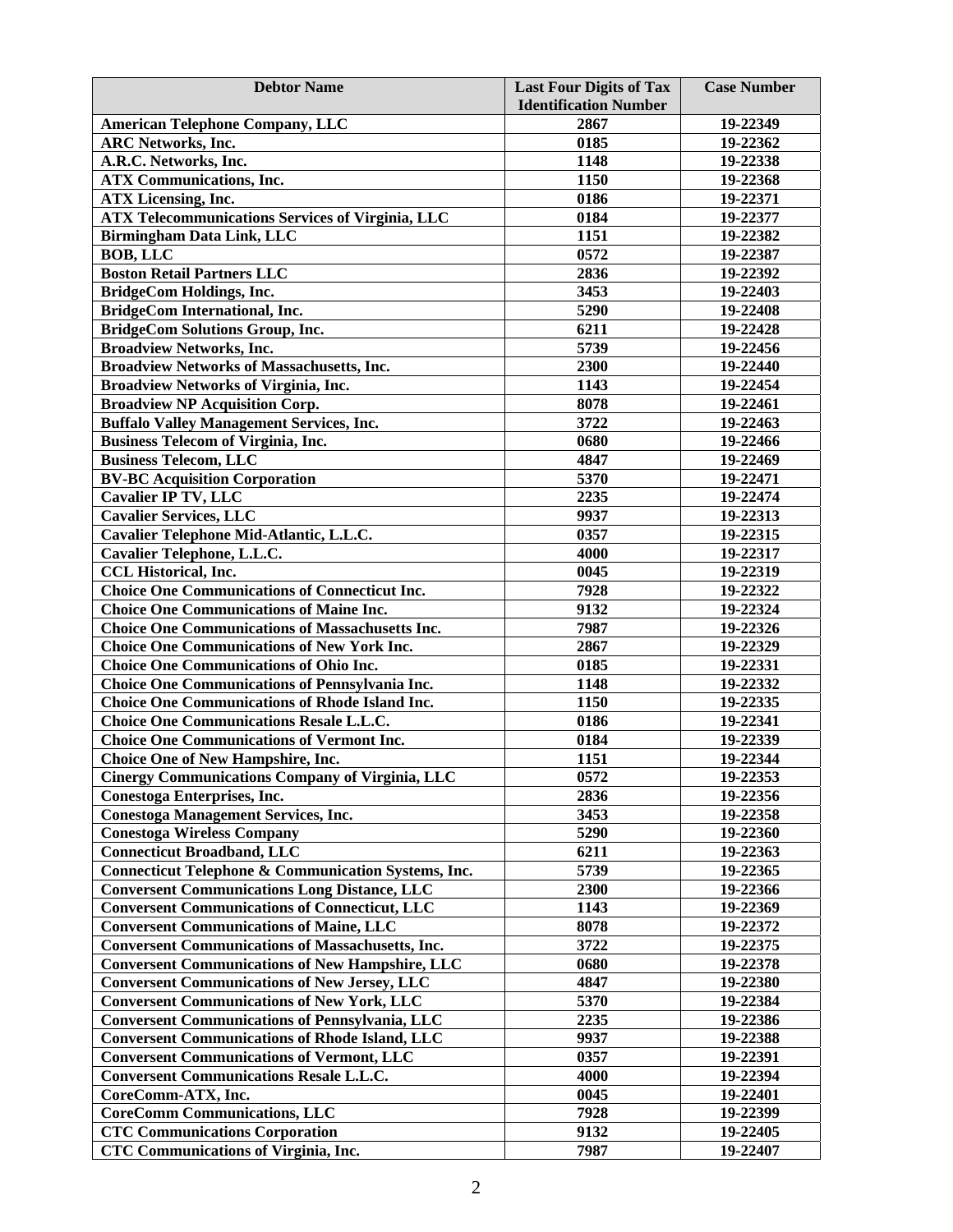| Debtor Name | Last Four Digits of Tax Identification Number | Case Number |
|---|---|---|
| American Telephone Company, LLC | 2867 | 19-22349 |
| ARC Networks, Inc. | 0185 | 19-22362 |
| A.R.C. Networks, Inc. | 1148 | 19-22338 |
| ATX Communications, Inc. | 1150 | 19-22368 |
| ATX Licensing, Inc. | 0186 | 19-22371 |
| ATX Telecommunications Services of Virginia, LLC | 0184 | 19-22377 |
| Birmingham Data Link, LLC | 1151 | 19-22382 |
| BOB, LLC | 0572 | 19-22387 |
| Boston Retail Partners LLC | 2836 | 19-22392 |
| BridgeCom Holdings, Inc. | 3453 | 19-22403 |
| BridgeCom International, Inc. | 5290 | 19-22408 |
| BridgeCom Solutions Group, Inc. | 6211 | 19-22428 |
| Broadview Networks, Inc. | 5739 | 19-22456 |
| Broadview Networks of Massachusetts, Inc. | 2300 | 19-22440 |
| Broadview Networks of Virginia, Inc. | 1143 | 19-22454 |
| Broadview NP Acquisition Corp. | 8078 | 19-22461 |
| Buffalo Valley Management Services, Inc. | 3722 | 19-22463 |
| Business Telecom of Virginia, Inc. | 0680 | 19-22466 |
| Business Telecom, LLC | 4847 | 19-22469 |
| BV-BC Acquisition Corporation | 5370 | 19-22471 |
| Cavalier IP TV, LLC | 2235 | 19-22474 |
| Cavalier Services, LLC | 9937 | 19-22313 |
| Cavalier Telephone Mid-Atlantic, L.L.C. | 0357 | 19-22315 |
| Cavalier Telephone, L.L.C. | 4000 | 19-22317 |
| CCL Historical, Inc. | 0045 | 19-22319 |
| Choice One Communications of Connecticut Inc. | 7928 | 19-22322 |
| Choice One Communications of Maine Inc. | 9132 | 19-22324 |
| Choice One Communications of Massachusetts Inc. | 7987 | 19-22326 |
| Choice One Communications of New York Inc. | 2867 | 19-22329 |
| Choice One Communications of Ohio Inc. | 0185 | 19-22331 |
| Choice One Communications of Pennsylvania Inc. | 1148 | 19-22332 |
| Choice One Communications of Rhode Island Inc. | 1150 | 19-22335 |
| Choice One Communications Resale L.L.C. | 0186 | 19-22341 |
| Choice One Communications of Vermont Inc. | 0184 | 19-22339 |
| Choice One of New Hampshire, Inc. | 1151 | 19-22344 |
| Cinergy Communications Company of Virginia, LLC | 0572 | 19-22353 |
| Conestoga Enterprises, Inc. | 2836 | 19-22356 |
| Conestoga Management Services, Inc. | 3453 | 19-22358 |
| Conestoga Wireless Company | 5290 | 19-22360 |
| Connecticut Broadband, LLC | 6211 | 19-22363 |
| Connecticut Telephone & Communication Systems, Inc. | 5739 | 19-22365 |
| Conversent Communications Long Distance, LLC | 2300 | 19-22366 |
| Conversent Communications of Connecticut, LLC | 1143 | 19-22369 |
| Conversent Communications of Maine, LLC | 8078 | 19-22372 |
| Conversent Communications of Massachusetts, Inc. | 3722 | 19-22375 |
| Conversent Communications of New Hampshire, LLC | 0680 | 19-22378 |
| Conversent Communications of New Jersey, LLC | 4847 | 19-22380 |
| Conversent Communications of New York, LLC | 5370 | 19-22384 |
| Conversent Communications of Pennsylvania, LLC | 2235 | 19-22386 |
| Conversent Communications of Rhode Island, LLC | 9937 | 19-22388 |
| Conversent Communications of Vermont, LLC | 0357 | 19-22391 |
| Conversent Communications Resale L.L.C. | 4000 | 19-22394 |
| CoreComm-ATX, Inc. | 0045 | 19-22401 |
| CoreComm Communications, LLC | 7928 | 19-22399 |
| CTC Communications Corporation | 9132 | 19-22405 |
| CTC Communications of Virginia, Inc. | 7987 | 19-22407 |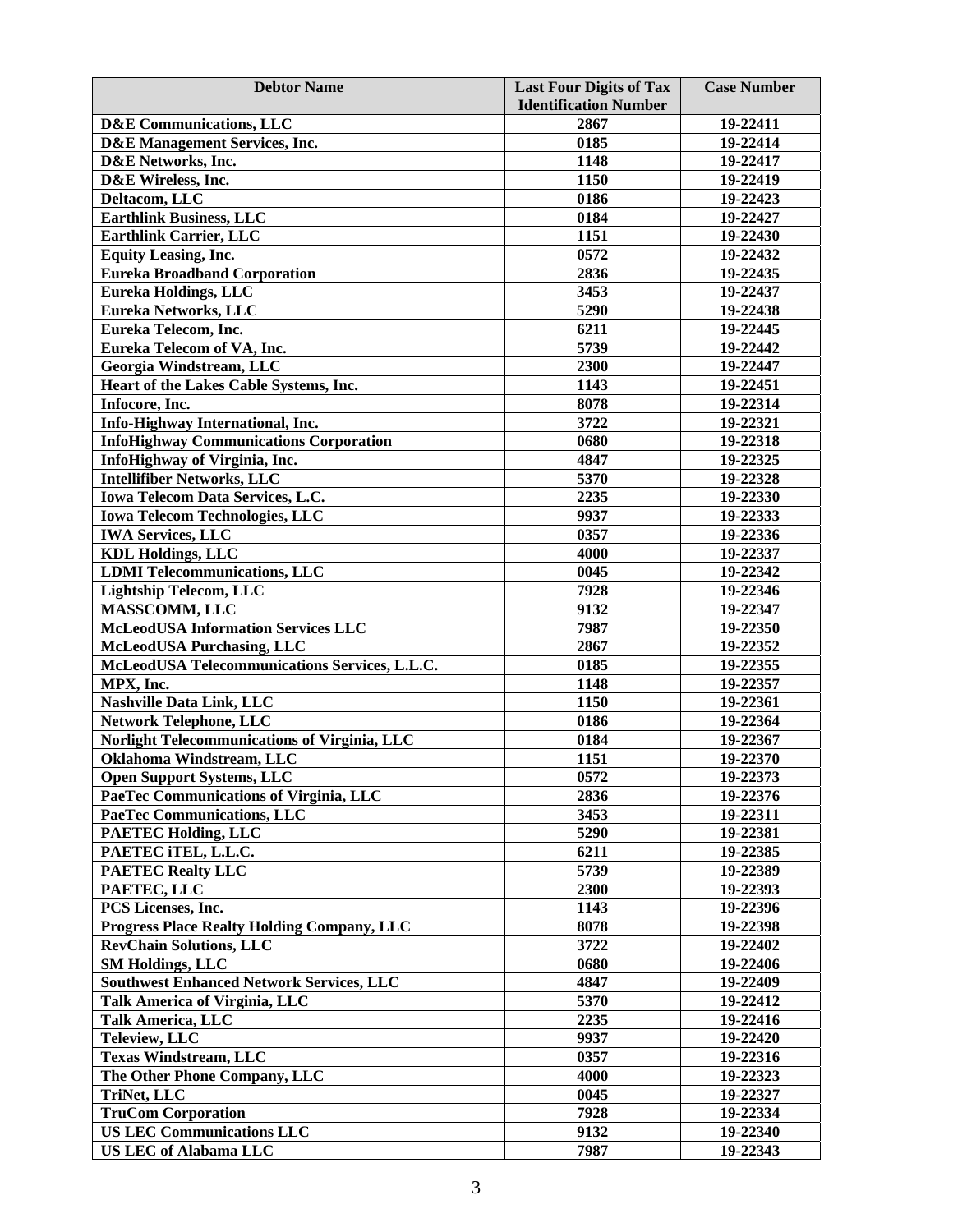| Debtor Name | Last Four Digits of Tax Identification Number | Case Number |
|---|---|---|
| D&E Communications, LLC | 2867 | 19-22411 |
| D&E Management Services, Inc. | 0185 | 19-22414 |
| D&E Networks, Inc. | 1148 | 19-22417 |
| D&E Wireless, Inc. | 1150 | 19-22419 |
| Deltacom, LLC | 0186 | 19-22423 |
| Earthlink Business, LLC | 0184 | 19-22427 |
| Earthlink Carrier, LLC | 1151 | 19-22430 |
| Equity Leasing, Inc. | 0572 | 19-22432 |
| Eureka Broadband Corporation | 2836 | 19-22435 |
| Eureka Holdings, LLC | 3453 | 19-22437 |
| Eureka Networks, LLC | 5290 | 19-22438 |
| Eureka Telecom, Inc. | 6211 | 19-22445 |
| Eureka Telecom of VA, Inc. | 5739 | 19-22442 |
| Georgia Windstream, LLC | 2300 | 19-22447 |
| Heart of the Lakes Cable Systems, Inc. | 1143 | 19-22451 |
| Infocore, Inc. | 8078 | 19-22314 |
| Info-Highway International, Inc. | 3722 | 19-22321 |
| InfoHighway Communications Corporation | 0680 | 19-22318 |
| InfoHighway of Virginia, Inc. | 4847 | 19-22325 |
| Intellifiber Networks, LLC | 5370 | 19-22328 |
| Iowa Telecom Data Services, L.C. | 2235 | 19-22330 |
| Iowa Telecom Technologies, LLC | 9937 | 19-22333 |
| IWA Services, LLC | 0357 | 19-22336 |
| KDL Holdings, LLC | 4000 | 19-22337 |
| LDMI Telecommunications, LLC | 0045 | 19-22342 |
| Lightship Telecom, LLC | 7928 | 19-22346 |
| MASSCOMM, LLC | 9132 | 19-22347 |
| McLeodUSA Information Services LLC | 7987 | 19-22350 |
| McLeodUSA Purchasing, LLC | 2867 | 19-22352 |
| McLeodUSA Telecommunications Services, L.L.C. | 0185 | 19-22355 |
| MPX, Inc. | 1148 | 19-22357 |
| Nashville Data Link, LLC | 1150 | 19-22361 |
| Network Telephone, LLC | 0186 | 19-22364 |
| Norlight Telecommunications of Virginia, LLC | 0184 | 19-22367 |
| Oklahoma Windstream, LLC | 1151 | 19-22370 |
| Open Support Systems, LLC | 0572 | 19-22373 |
| PaeTec Communications of Virginia, LLC | 2836 | 19-22376 |
| PaeTec Communications, LLC | 3453 | 19-22311 |
| PAETEC Holding, LLC | 5290 | 19-22381 |
| PAETEC iTEL, L.L.C. | 6211 | 19-22385 |
| PAETEC Realty LLC | 5739 | 19-22389 |
| PAETEC, LLC | 2300 | 19-22393 |
| PCS Licenses, Inc. | 1143 | 19-22396 |
| Progress Place Realty Holding Company, LLC | 8078 | 19-22398 |
| RevChain Solutions, LLC | 3722 | 19-22402 |
| SM Holdings, LLC | 0680 | 19-22406 |
| Southwest Enhanced Network Services, LLC | 4847 | 19-22409 |
| Talk America of Virginia, LLC | 5370 | 19-22412 |
| Talk America, LLC | 2235 | 19-22416 |
| Teleview, LLC | 9937 | 19-22420 |
| Texas Windstream, LLC | 0357 | 19-22316 |
| The Other Phone Company, LLC | 4000 | 19-22323 |
| TriNet, LLC | 0045 | 19-22327 |
| TruCom Corporation | 7928 | 19-22334 |
| US LEC Communications LLC | 9132 | 19-22340 |
| US LEC of Alabama LLC | 7987 | 19-22343 |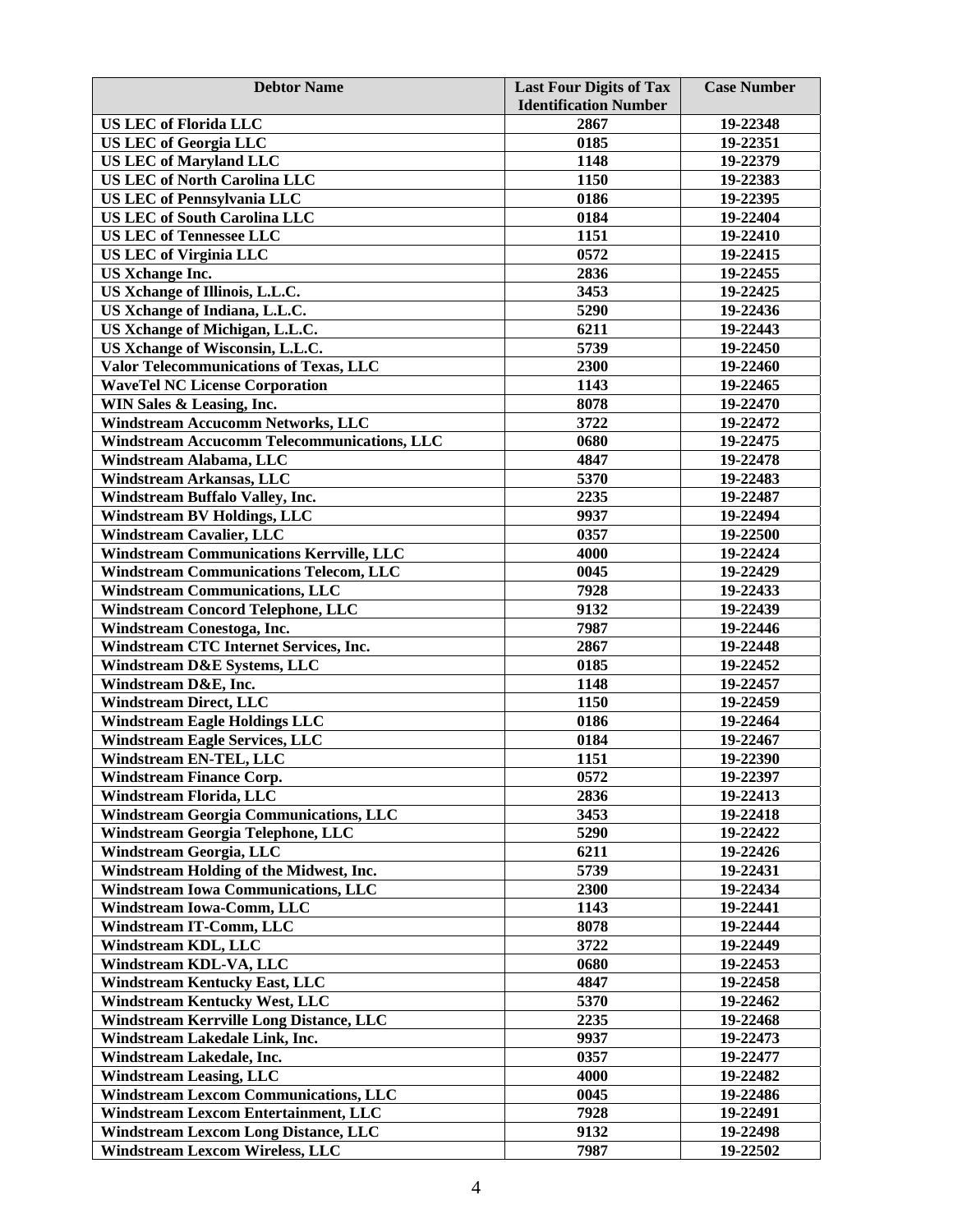| Debtor Name | Last Four Digits of Tax Identification Number | Case Number |
|---|---|---|
| **US LEC of Florida LLC** | **2867** | **19-22348** |
| **US LEC of Georgia LLC** | **0185** | **19-22351** |
| **US LEC of Maryland LLC** | **1148** | **19-22379** |
| **US LEC of North Carolina LLC** | **1150** | **19-22383** |
| **US LEC of Pennsylvania LLC** | **0186** | **19-22395** |
| **US LEC of South Carolina LLC** | **0184** | **19-22404** |
| **US LEC of Tennessee LLC** | **1151** | **19-22410** |
| **US LEC of Virginia LLC** | **0572** | **19-22415** |
| **US Xchange Inc.** | **2836** | **19-22455** |
| **US Xchange of Illinois, L.L.C.** | **3453** | **19-22425** |
| **US Xchange of Indiana, L.L.C.** | **5290** | **19-22436** |
| **US Xchange of Michigan, L.L.C.** | **6211** | **19-22443** |
| **US Xchange of Wisconsin, L.L.C.** | **5739** | **19-22450** |
| **Valor Telecommunications of Texas, LLC** | **2300** | **19-22460** |
| **WaveTel NC License Corporation** | **1143** | **19-22465** |
| **WIN Sales & Leasing, Inc.** | **8078** | **19-22470** |
| **Windstream Accucomm Networks, LLC** | **3722** | **19-22472** |
| **Windstream Accucomm Telecommunications, LLC** | **0680** | **19-22475** |
| **Windstream Alabama, LLC** | **4847** | **19-22478** |
| **Windstream Arkansas, LLC** | **5370** | **19-22483** |
| **Windstream Buffalo Valley, Inc.** | **2235** | **19-22487** |
| **Windstream BV Holdings, LLC** | **9937** | **19-22494** |
| **Windstream Cavalier, LLC** | **0357** | **19-22500** |
| **Windstream Communications Kerrville, LLC** | **4000** | **19-22424** |
| **Windstream Communications Telecom, LLC** | **0045** | **19-22429** |
| **Windstream Communications, LLC** | **7928** | **19-22433** |
| **Windstream Concord Telephone, LLC** | **9132** | **19-22439** |
| **Windstream Conestoga, Inc.** | **7987** | **19-22446** |
| **Windstream CTC Internet Services, Inc.** | **2867** | **19-22448** |
| **Windstream D&E Systems, LLC** | **0185** | **19-22452** |
| **Windstream D&E, Inc.** | **1148** | **19-22457** |
| **Windstream Direct, LLC** | **1150** | **19-22459** |
| **Windstream Eagle Holdings LLC** | **0186** | **19-22464** |
| **Windstream Eagle Services, LLC** | **0184** | **19-22467** |
| **Windstream EN-TEL, LLC** | **1151** | **19-22390** |
| **Windstream Finance Corp.** | **0572** | **19-22397** |
| **Windstream Florida, LLC** | **2836** | **19-22413** |
| **Windstream Georgia Communications, LLC** | **3453** | **19-22418** |
| **Windstream Georgia Telephone, LLC** | **5290** | **19-22422** |
| **Windstream Georgia, LLC** | **6211** | **19-22426** |
| **Windstream Holding of the Midwest, Inc.** | **5739** | **19-22431** |
| **Windstream Iowa Communications, LLC** | **2300** | **19-22434** |
| **Windstream Iowa-Comm, LLC** | **1143** | **19-22441** |
| **Windstream IT-Comm, LLC** | **8078** | **19-22444** |
| **Windstream KDL, LLC** | **3722** | **19-22449** |
| **Windstream KDL-VA, LLC** | **0680** | **19-22453** |
| **Windstream Kentucky East, LLC** | **4847** | **19-22458** |
| **Windstream Kentucky West, LLC** | **5370** | **19-22462** |
| **Windstream Kerrville Long Distance, LLC** | **2235** | **19-22468** |
| **Windstream Lakedale Link, Inc.** | **9937** | **19-22473** |
| **Windstream Lakedale, Inc.** | **0357** | **19-22477** |
| **Windstream Leasing, LLC** | **4000** | **19-22482** |
| **Windstream Lexcom Communications, LLC** | **0045** | **19-22486** |
| **Windstream Lexcom Entertainment, LLC** | **7928** | **19-22491** |
| **Windstream Lexcom Long Distance, LLC** | **9132** | **19-22498** |
| **Windstream Lexcom Wireless, LLC** | **7987** | **19-22502** |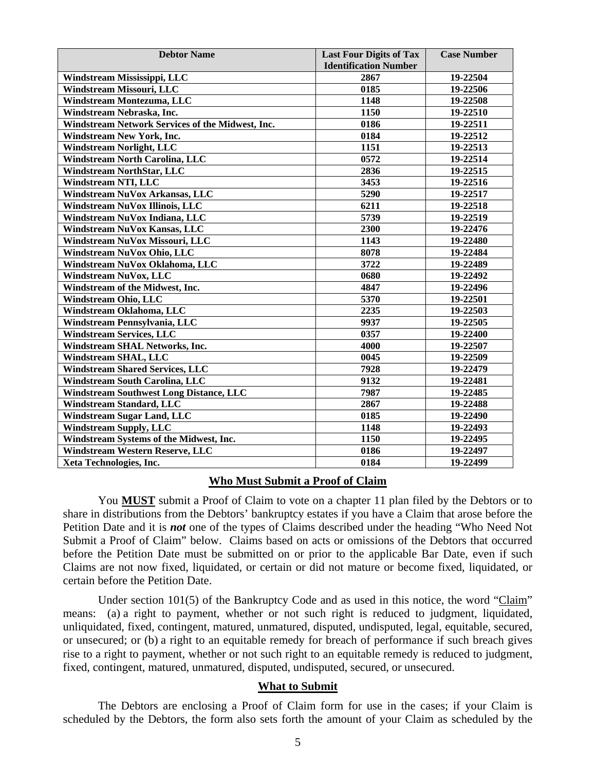| Debtor Name | Last Four Digits of Tax Identification Number | Case Number |
| --- | --- | --- |
| Windstream Mississippi, LLC | 2867 | 19-22504 |
| Windstream Missouri, LLC | 0185 | 19-22506 |
| Windstream Montezuma, LLC | 1148 | 19-22508 |
| Windstream Nebraska, Inc. | 1150 | 19-22510 |
| Windstream Network Services of the Midwest, Inc. | 0186 | 19-22511 |
| Windstream New York, Inc. | 0184 | 19-22512 |
| Windstream Norlight, LLC | 1151 | 19-22513 |
| Windstream North Carolina, LLC | 0572 | 19-22514 |
| Windstream NorthStar, LLC | 2836 | 19-22515 |
| Windstream NTI, LLC | 3453 | 19-22516 |
| Windstream NuVox Arkansas, LLC | 5290 | 19-22517 |
| Windstream NuVox Illinois, LLC | 6211 | 19-22518 |
| Windstream NuVox Indiana, LLC | 5739 | 19-22519 |
| Windstream NuVox Kansas, LLC | 2300 | 19-22476 |
| Windstream NuVox Missouri, LLC | 1143 | 19-22480 |
| Windstream NuVox Ohio, LLC | 8078 | 19-22484 |
| Windstream NuVox Oklahoma, LLC | 3722 | 19-22489 |
| Windstream NuVox, LLC | 0680 | 19-22492 |
| Windstream of the Midwest, Inc. | 4847 | 19-22496 |
| Windstream Ohio, LLC | 5370 | 19-22501 |
| Windstream Oklahoma, LLC | 2235 | 19-22503 |
| Windstream Pennsylvania, LLC | 9937 | 19-22505 |
| Windstream Services, LLC | 0357 | 19-22400 |
| Windstream SHAL Networks, Inc. | 4000 | 19-22507 |
| Windstream SHAL, LLC | 0045 | 19-22509 |
| Windstream Shared Services, LLC | 7928 | 19-22479 |
| Windstream South Carolina, LLC | 9132 | 19-22481 |
| Windstream Southwest Long Distance, LLC | 7987 | 19-22485 |
| Windstream Standard, LLC | 2867 | 19-22488 |
| Windstream Sugar Land, LLC | 0185 | 19-22490 |
| Windstream Supply, LLC | 1148 | 19-22493 |
| Windstream Systems of the Midwest, Inc. | 1150 | 19-22495 |
| Windstream Western Reserve, LLC | 0186 | 19-22497 |
| Xeta Technologies, Inc. | 0184 | 19-22499 |

## Who Must Submit a Proof of Claim

You **MUST** submit a Proof of Claim to vote on a chapter 11 plan filed by the Debtors or to share in distributions from the Debtors' bankruptcy estates if you have a Claim that arose before the Petition Date and it is ***not*** one of the types of Claims described under the heading "Who Need Not Submit a Proof of Claim" below. Claims based on acts or omissions of the Debtors that occurred before the Petition Date must be submitted on or prior to the applicable Bar Date, even if such Claims are not now fixed, liquidated, or certain or did not mature or become fixed, liquidated, or certain before the Petition Date.

Under section 101(5) of the Bankruptcy Code and as used in this notice, the word "Claim" means: (a) a right to payment, whether or not such right is reduced to judgment, liquidated, unliquidated, fixed, contingent, matured, unmatured, disputed, undisputed, legal, equitable, secured, or unsecured; or (b) a right to an equitable remedy for breach of performance if such breach gives rise to a right to payment, whether or not such right to an equitable remedy is reduced to judgment, fixed, contingent, matured, unmatured, disputed, undisputed, secured, or unsecured.

## What to Submit

The Debtors are enclosing a Proof of Claim form for use in the cases; if your Claim is scheduled by the Debtors, the form also sets forth the amount of your Claim as scheduled by the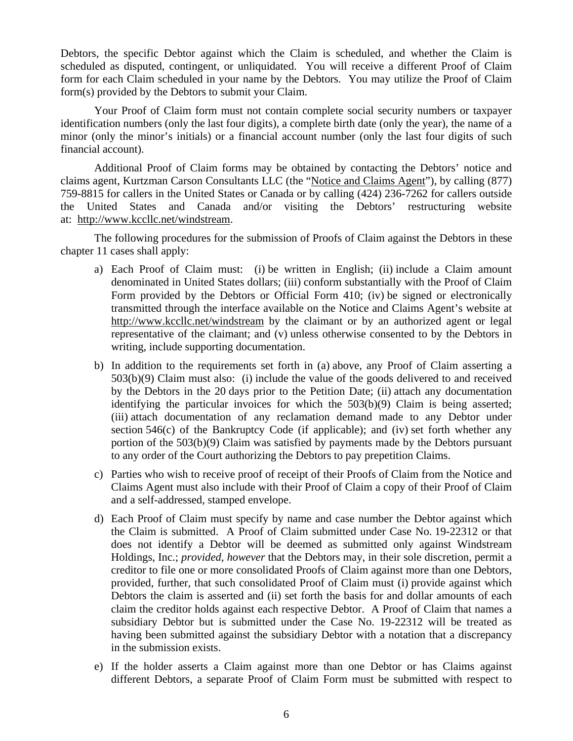Debtors, the specific Debtor against which the Claim is scheduled, and whether the Claim is scheduled as disputed, contingent, or unliquidated. You will receive a different Proof of Claim form for each Claim scheduled in your name by the Debtors. You may utilize the Proof of Claim form(s) provided by the Debtors to submit your Claim.

Your Proof of Claim form must not contain complete social security numbers or taxpayer identification numbers (only the last four digits), a complete birth date (only the year), the name of a minor (only the minor's initials) or a financial account number (only the last four digits of such financial account).

Additional Proof of Claim forms may be obtained by contacting the Debtors' notice and claims agent, Kurtzman Carson Consultants LLC (the "Notice and Claims Agent"), by calling (877) 759-8815 for callers in the United States or Canada or by calling (424) 236-7262 for callers outside the United States and Canada and/or visiting the Debtors' restructuring website at: http://www.kccllc.net/windstream.

The following procedures for the submission of Proofs of Claim against the Debtors in these chapter 11 cases shall apply:

a) Each Proof of Claim must: (i) be written in English; (ii) include a Claim amount denominated in United States dollars; (iii) conform substantially with the Proof of Claim Form provided by the Debtors or Official Form 410; (iv) be signed or electronically transmitted through the interface available on the Notice and Claims Agent's website at http://www.kccllc.net/windstream by the claimant or by an authorized agent or legal representative of the claimant; and (v) unless otherwise consented to by the Debtors in writing, include supporting documentation.

b) In addition to the requirements set forth in (a) above, any Proof of Claim asserting a 503(b)(9) Claim must also: (i) include the value of the goods delivered to and received by the Debtors in the 20 days prior to the Petition Date; (ii) attach any documentation identifying the particular invoices for which the 503(b)(9) Claim is being asserted; (iii) attach documentation of any reclamation demand made to any Debtor under section 546(c) of the Bankruptcy Code (if applicable); and (iv) set forth whether any portion of the 503(b)(9) Claim was satisfied by payments made by the Debtors pursuant to any order of the Court authorizing the Debtors to pay prepetition Claims.

c) Parties who wish to receive proof of receipt of their Proofs of Claim from the Notice and Claims Agent must also include with their Proof of Claim a copy of their Proof of Claim and a self-addressed, stamped envelope.

d) Each Proof of Claim must specify by name and case number the Debtor against which the Claim is submitted. A Proof of Claim submitted under Case No. 19-22312 or that does not identify a Debtor will be deemed as submitted only against Windstream Holdings, Inc.; *provided*, *however* that the Debtors may, in their sole discretion, permit a creditor to file one or more consolidated Proofs of Claim against more than one Debtors, provided, further, that such consolidated Proof of Claim must (i) provide against which Debtors the claim is asserted and (ii) set forth the basis for and dollar amounts of each claim the creditor holds against each respective Debtor. A Proof of Claim that names a subsidiary Debtor but is submitted under the Case No. 19-22312 will be treated as having been submitted against the subsidiary Debtor with a notation that a discrepancy in the submission exists.

e) If the holder asserts a Claim against more than one Debtor or has Claims against different Debtors, a separate Proof of Claim Form must be submitted with respect to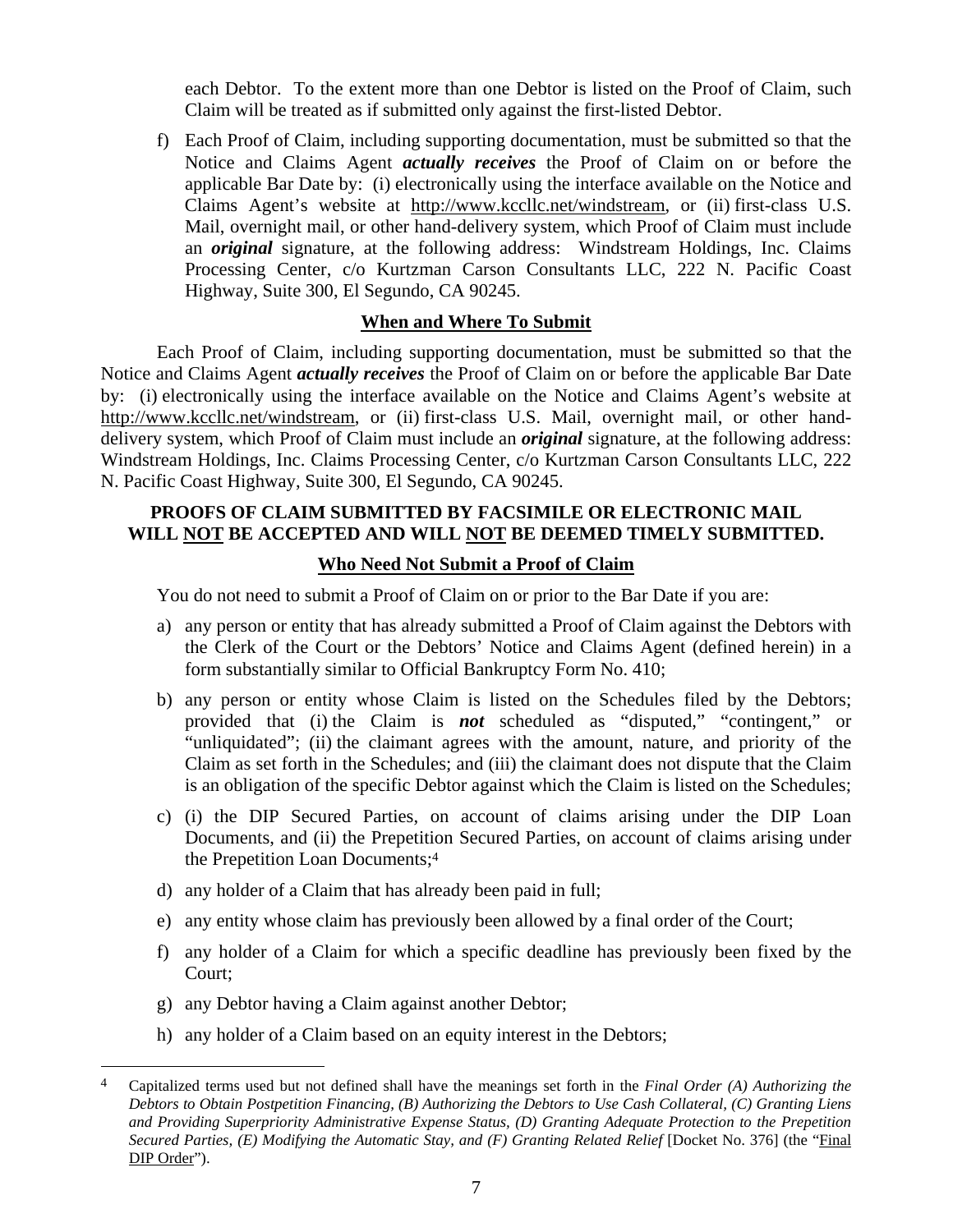each Debtor. To the extent more than one Debtor is listed on the Proof of Claim, such Claim will be treated as if submitted only against the first-listed Debtor.

f) Each Proof of Claim, including supporting documentation, must be submitted so that the Notice and Claims Agent ***actually receives*** the Proof of Claim on or before the applicable Bar Date by: (i) electronically using the interface available on the Notice and Claims Agent's website at http://www.kccllc.net/windstream, or (ii) first-class U.S. Mail, overnight mail, or other hand-delivery system, which Proof of Claim must include an ***original*** signature, at the following address: Windstream Holdings, Inc. Claims Processing Center, c/o Kurtzman Carson Consultants LLC, 222 N. Pacific Coast Highway, Suite 300, El Segundo, CA 90245.

## When and Where To Submit

Each Proof of Claim, including supporting documentation, must be submitted so that the Notice and Claims Agent ***actually receives*** the Proof of Claim on or before the applicable Bar Date by: (i) electronically using the interface available on the Notice and Claims Agent's website at http://www.kccllc.net/windstream, or (ii) first-class U.S. Mail, overnight mail, or other hand-delivery system, which Proof of Claim must include an ***original*** signature, at the following address: Windstream Holdings, Inc. Claims Processing Center, c/o Kurtzman Carson Consultants LLC, 222 N. Pacific Coast Highway, Suite 300, El Segundo, CA 90245.

**PROOFS OF CLAIM SUBMITTED BY FACSIMILE OR ELECTRONIC MAIL WILL NOT BE ACCEPTED AND WILL NOT BE DEEMED TIMELY SUBMITTED.**

## Who Need Not Submit a Proof of Claim

You do not need to submit a Proof of Claim on or prior to the Bar Date if you are:

a) any person or entity that has already submitted a Proof of Claim against the Debtors with the Clerk of the Court or the Debtors' Notice and Claims Agent (defined herein) in a form substantially similar to Official Bankruptcy Form No. 410;

b) any person or entity whose Claim is listed on the Schedules filed by the Debtors; provided that (i) the Claim is ***not*** scheduled as "disputed," "contingent," or "unliquidated"; (ii) the claimant agrees with the amount, nature, and priority of the Claim as set forth in the Schedules; and (iii) the claimant does not dispute that the Claim is an obligation of the specific Debtor against which the Claim is listed on the Schedules;

c) (i) the DIP Secured Parties, on account of claims arising under the DIP Loan Documents, and (ii) the Prepetition Secured Parties, on account of claims arising under the Prepetition Loan Documents;[4]

d) any holder of a Claim that has already been paid in full;

e) any entity whose claim has previously been allowed by a final order of the Court;

f) any holder of a Claim for which a specific deadline has previously been fixed by the Court;

g) any Debtor having a Claim against another Debtor;

h) any holder of a Claim based on an equity interest in the Debtors;

[4] Capitalized terms used but not defined shall have the meanings set forth in the *Final Order (A) Authorizing the Debtors to Obtain Postpetition Financing, (B) Authorizing the Debtors to Use Cash Collateral, (C) Granting Liens and Providing Superpriority Administrative Expense Status, (D) Granting Adequate Protection to the Prepetition Secured Parties, (E) Modifying the Automatic Stay, and (F) Granting Related Relief* [Docket No. 376] (the "Final DIP Order").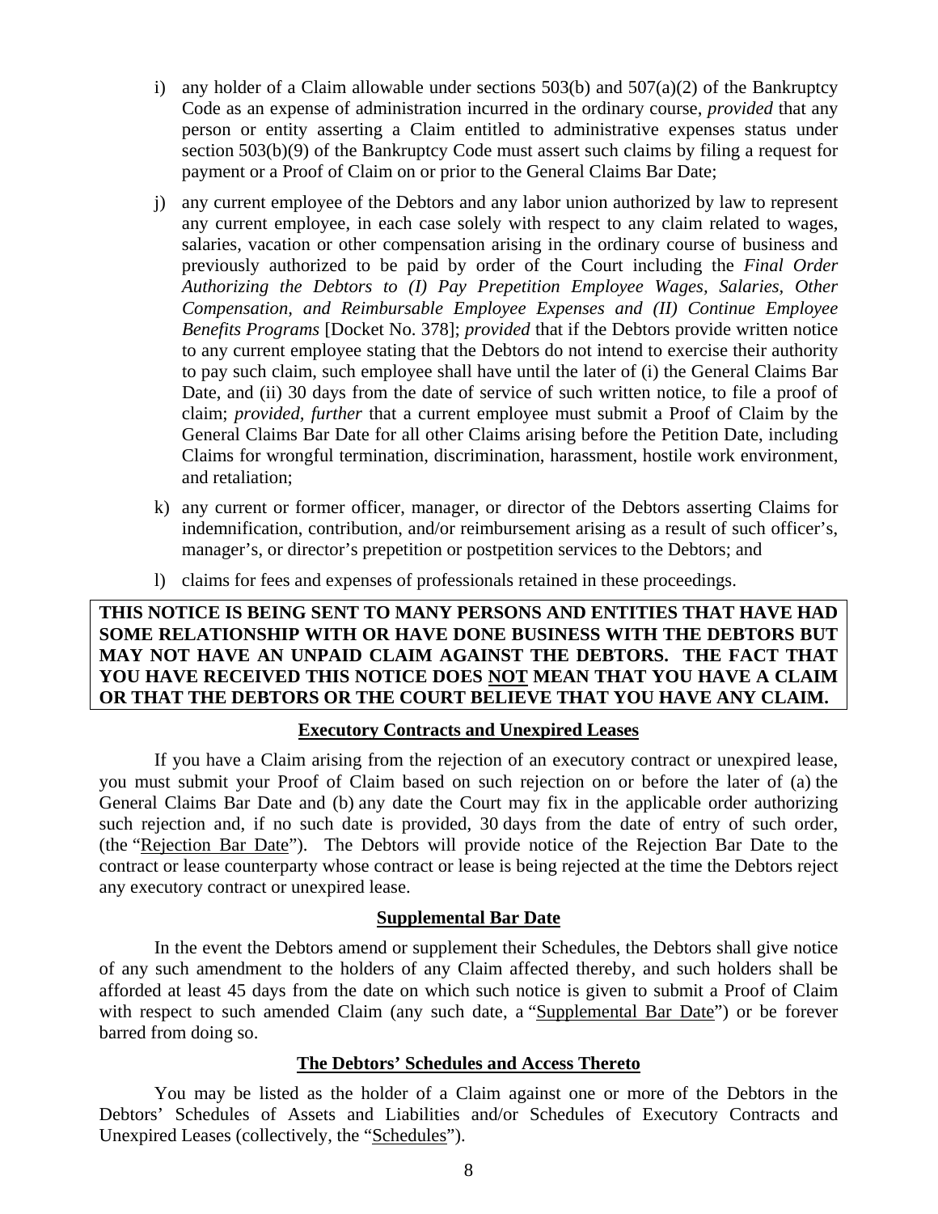i) any holder of a Claim allowable under sections 503(b) and 507(a)(2) of the Bankruptcy Code as an expense of administration incurred in the ordinary course, *provided* that any person or entity asserting a Claim entitled to administrative expenses status under section 503(b)(9) of the Bankruptcy Code must assert such claims by filing a request for payment or a Proof of Claim on or prior to the General Claims Bar Date;

j) any current employee of the Debtors and any labor union authorized by law to represent any current employee, in each case solely with respect to any claim related to wages, salaries, vacation or other compensation arising in the ordinary course of business and previously authorized to be paid by order of the Court including the *Final Order Authorizing the Debtors to (I) Pay Prepetition Employee Wages, Salaries, Other Compensation, and Reimbursable Employee Expenses and (II) Continue Employee Benefits Programs* [Docket No. 378]; *provided* that if the Debtors provide written notice to any current employee stating that the Debtors do not intend to exercise their authority to pay such claim, such employee shall have until the later of (i) the General Claims Bar Date, and (ii) 30 days from the date of service of such written notice, to file a proof of claim; *provided, further* that a current employee must submit a Proof of Claim by the General Claims Bar Date for all other Claims arising before the Petition Date, including Claims for wrongful termination, discrimination, harassment, hostile work environment, and retaliation;

k) any current or former officer, manager, or director of the Debtors asserting Claims for indemnification, contribution, and/or reimbursement arising as a result of such officer's, manager's, or director's prepetition or postpetition services to the Debtors; and

l) claims for fees and expenses of professionals retained in these proceedings.

**THIS NOTICE IS BEING SENT TO MANY PERSONS AND ENTITIES THAT HAVE HAD SOME RELATIONSHIP WITH OR HAVE DONE BUSINESS WITH THE DEBTORS BUT MAY NOT HAVE AN UNPAID CLAIM AGAINST THE DEBTORS. THE FACT THAT YOU HAVE RECEIVED THIS NOTICE DOES NOT MEAN THAT YOU HAVE A CLAIM OR THAT THE DEBTORS OR THE COURT BELIEVE THAT YOU HAVE ANY CLAIM.**

**Executory Contracts and Unexpired Leases**

If you have a Claim arising from the rejection of an executory contract or unexpired lease, you must submit your Proof of Claim based on such rejection on or before the later of (a) the General Claims Bar Date and (b) any date the Court may fix in the applicable order authorizing such rejection and, if no such date is provided, 30 days from the date of entry of such order, (the "Rejection Bar Date"). The Debtors will provide notice of the Rejection Bar Date to the contract or lease counterparty whose contract or lease is being rejected at the time the Debtors reject any executory contract or unexpired lease.

**Supplemental Bar Date**

In the event the Debtors amend or supplement their Schedules, the Debtors shall give notice of any such amendment to the holders of any Claim affected thereby, and such holders shall be afforded at least 45 days from the date on which such notice is given to submit a Proof of Claim with respect to such amended Claim (any such date, a "Supplemental Bar Date") or be forever barred from doing so.

**The Debtors' Schedules and Access Thereto**

You may be listed as the holder of a Claim against one or more of the Debtors in the Debtors' Schedules of Assets and Liabilities and/or Schedules of Executory Contracts and Unexpired Leases (collectively, the "Schedules").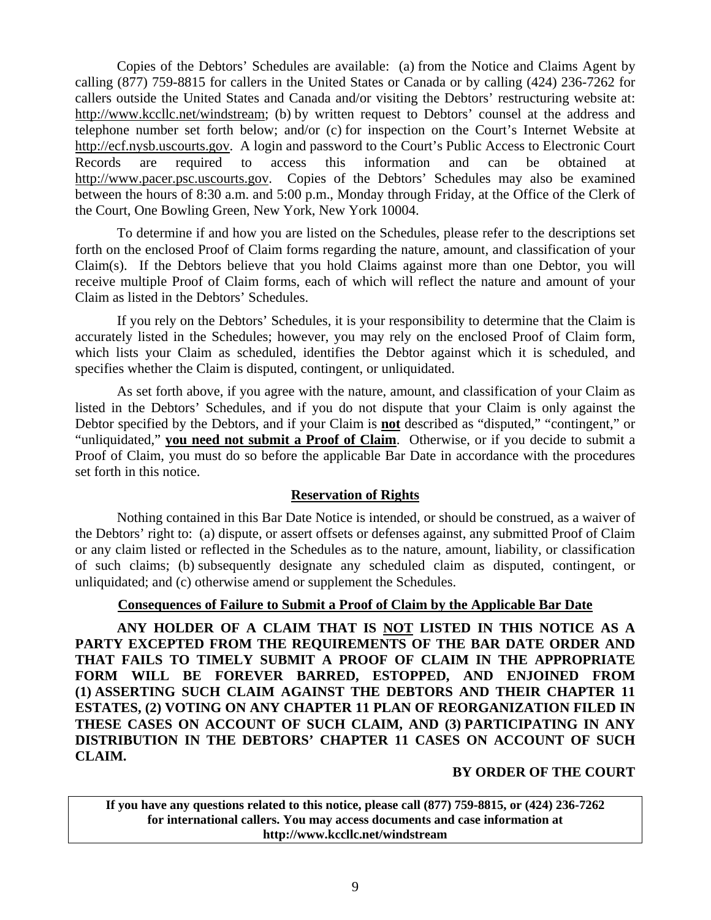Copies of the Debtors' Schedules are available: (a) from the Notice and Claims Agent by calling (877) 759-8815 for callers in the United States or Canada or by calling (424) 236-7262 for callers outside the United States and Canada and/or visiting the Debtors' restructuring website at: http://www.kccllc.net/windstream; (b) by written request to Debtors' counsel at the address and telephone number set forth below; and/or (c) for inspection on the Court's Internet Website at http://ecf.nysb.uscourts.gov. A login and password to the Court's Public Access to Electronic Court Records are required to access this information and can be obtained at http://www.pacer.psc.uscourts.gov. Copies of the Debtors' Schedules may also be examined between the hours of 8:30 a.m. and 5:00 p.m., Monday through Friday, at the Office of the Clerk of the Court, One Bowling Green, New York, New York 10004.

To determine if and how you are listed on the Schedules, please refer to the descriptions set forth on the enclosed Proof of Claim forms regarding the nature, amount, and classification of your Claim(s). If the Debtors believe that you hold Claims against more than one Debtor, you will receive multiple Proof of Claim forms, each of which will reflect the nature and amount of your Claim as listed in the Debtors' Schedules.

If you rely on the Debtors' Schedules, it is your responsibility to determine that the Claim is accurately listed in the Schedules; however, you may rely on the enclosed Proof of Claim form, which lists your Claim as scheduled, identifies the Debtor against which it is scheduled, and specifies whether the Claim is disputed, contingent, or unliquidated.

As set forth above, if you agree with the nature, amount, and classification of your Claim as listed in the Debtors' Schedules, and if you do not dispute that your Claim is only against the Debtor specified by the Debtors, and if your Claim is **not** described as "disputed," "contingent," or "unliquidated," **you need not submit a Proof of Claim**. Otherwise, or if you decide to submit a Proof of Claim, you must do so before the applicable Bar Date in accordance with the procedures set forth in this notice.

## Reservation of Rights

Nothing contained in this Bar Date Notice is intended, or should be construed, as a waiver of the Debtors' right to: (a) dispute, or assert offsets or defenses against, any submitted Proof of Claim or any claim listed or reflected in the Schedules as to the nature, amount, liability, or classification of such claims; (b) subsequently designate any scheduled claim as disputed, contingent, or unliquidated; and (c) otherwise amend or supplement the Schedules.

## Consequences of Failure to Submit a Proof of Claim by the Applicable Bar Date

**ANY HOLDER OF A CLAIM THAT IS NOT LISTED IN THIS NOTICE AS A PARTY EXCEPTED FROM THE REQUIREMENTS OF THE BAR DATE ORDER AND THAT FAILS TO TIMELY SUBMIT A PROOF OF CLAIM IN THE APPROPRIATE FORM WILL BE FOREVER BARRED, ESTOPPED, AND ENJOINED FROM (1) ASSERTING SUCH CLAIM AGAINST THE DEBTORS AND THEIR CHAPTER 11 ESTATES, (2) VOTING ON ANY CHAPTER 11 PLAN OF REORGANIZATION FILED IN THESE CASES ON ACCOUNT OF SUCH CLAIM, AND (3) PARTICIPATING IN ANY DISTRIBUTION IN THE DEBTORS' CHAPTER 11 CASES ON ACCOUNT OF SUCH CLAIM.**

**BY ORDER OF THE COURT**

**If you have any questions related to this notice, please call (877) 759-8815, or (424) 236-7262 for international callers. You may access documents and case information at http://www.kccllc.net/windstream**